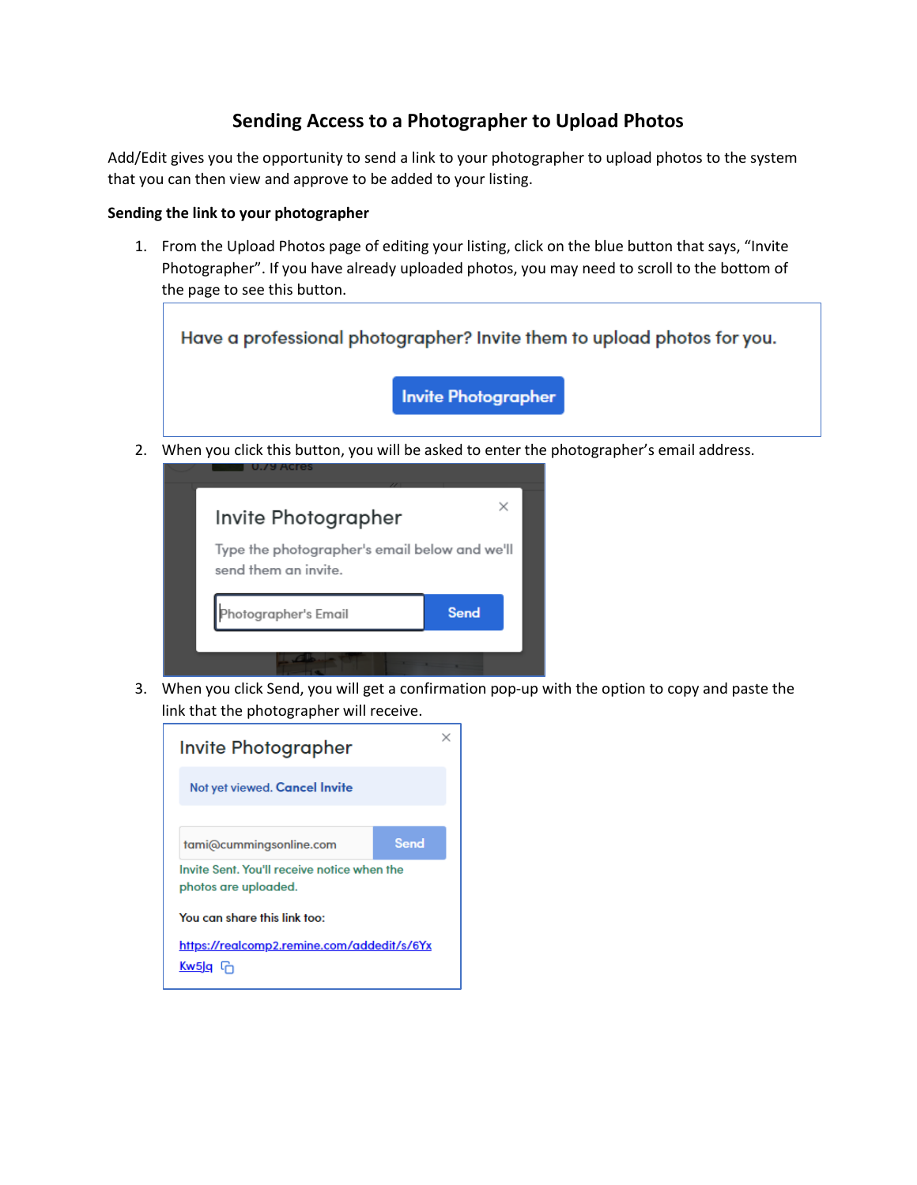# Sending Access to a Photographer to Upload Photos

Add/Edit gives you the opportunity to send a link to your photographer to upload photos to the system that you can then view and approve to be added to your listing.

**Sending the link to your photographer**

1. From the Upload Photos page of editing your listing, click on the blue button that says, "Invite Photographer". If you have already uploaded photos, you may need to scroll to the bottom of the page to see this button.

2. When you click this button, you will be asked to enter the photographer's email address.

3. When you click Send, you will get a confirmation pop-up with the option to copy and paste the link that the photographer will receive.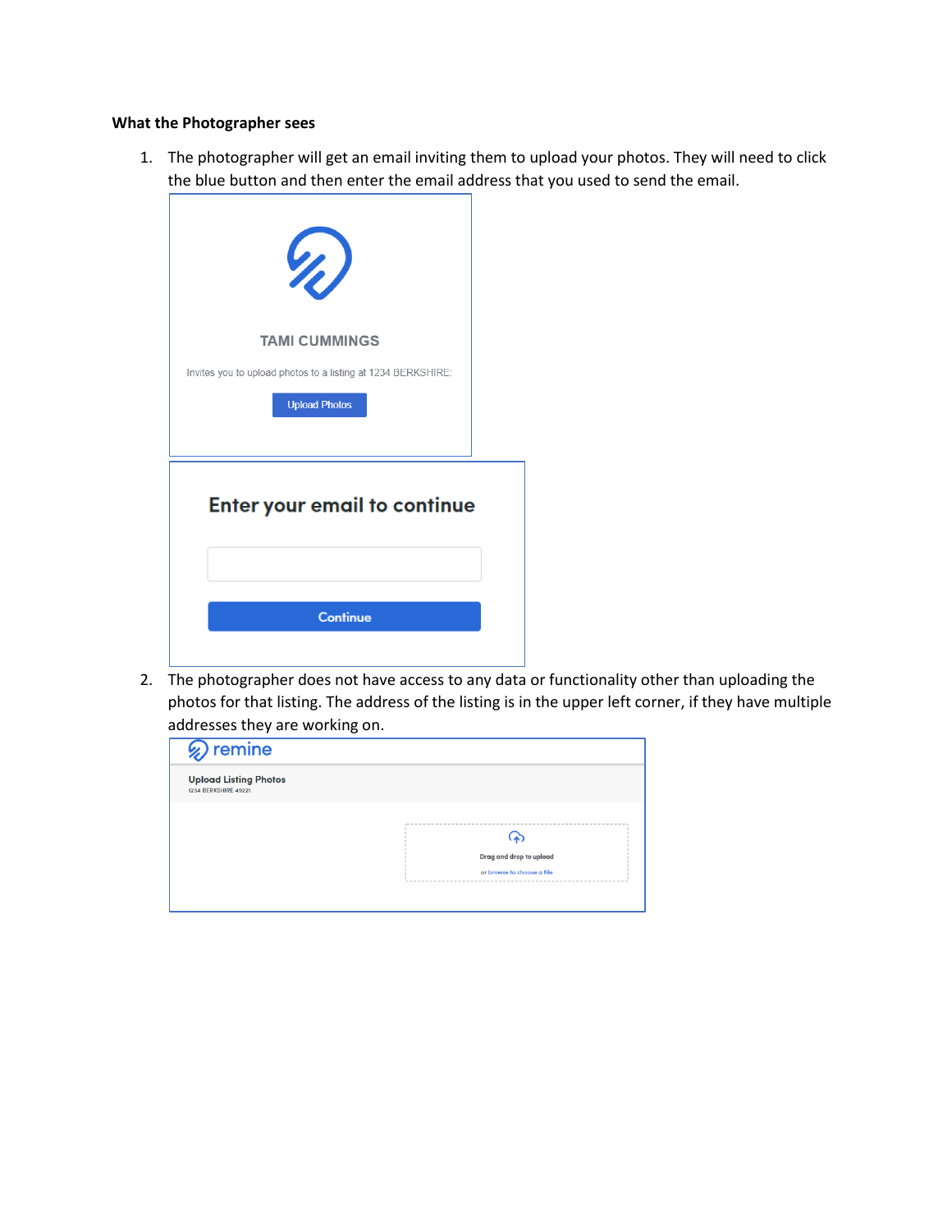**What the Photographer sees**

1. The photographer will get an email inviting them to upload your photos. They will need to click the blue button and then enter the email address that you used to send the email.

   TAMI CUMMINGS

   Invites you to upload photos to a listing at 1234 BERKSHIRE:

   Upload Photos

   Enter your email to continue

   Continue

2. The photographer does not have access to any data or functionality other than uploading the photos for that listing. The address of the listing is in the upper left corner, if they have multiple addresses they are working on.

   remine

   Upload Listing Photos
   1234 BERKSHIRE 49221

   Drag and drop to upload
   or browse to choose a file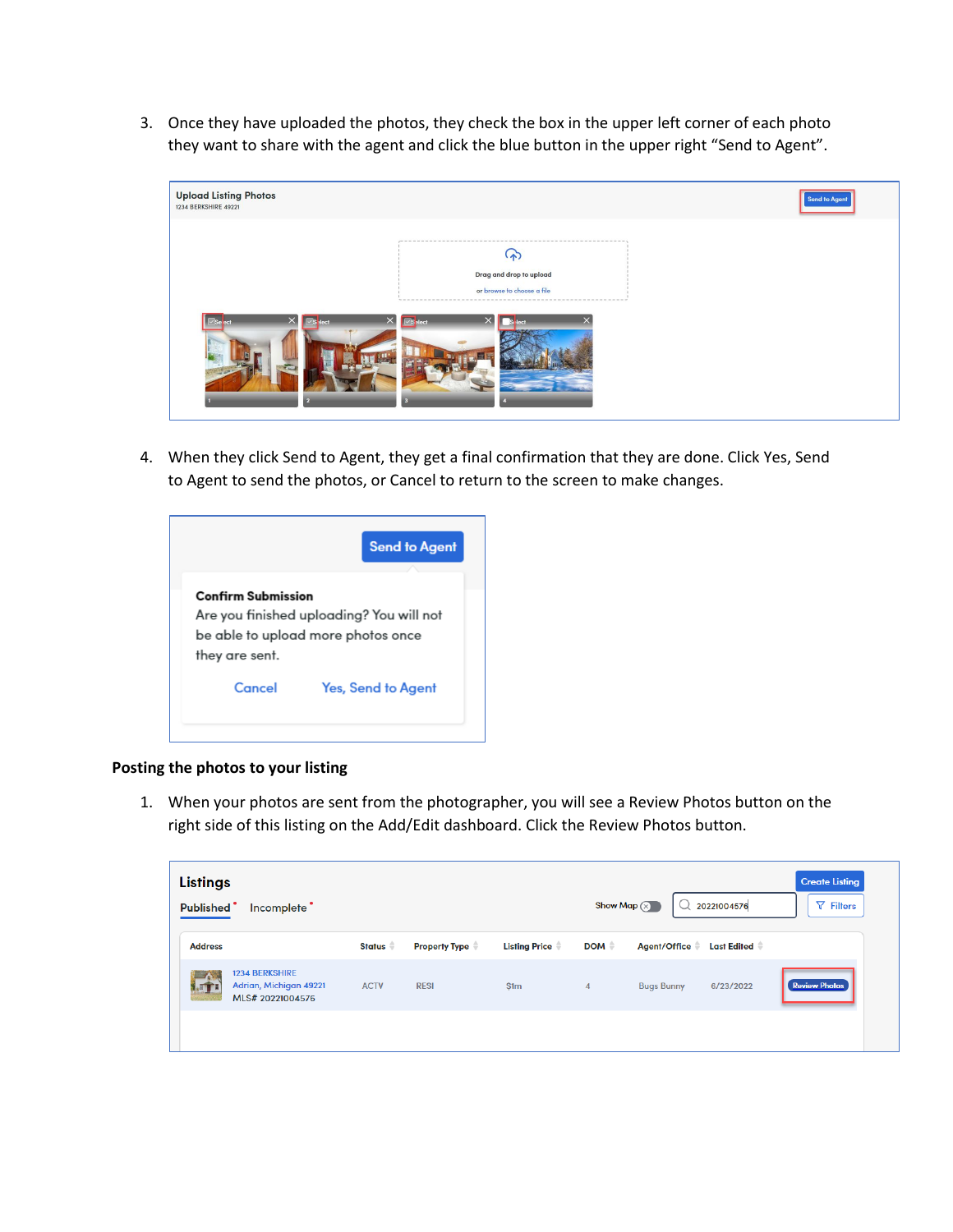3. Once they have uploaded the photos, they check the box in the upper left corner of each photo they want to share with the agent and click the blue button in the upper right "Send to Agent".

4. When they click Send to Agent, they get a final confirmation that they are done. Click Yes, Send to Agent to send the photos, or Cancel to return to the screen to make changes.

**Posting the photos to your listing**

1. When your photos are sent from the photographer, you will see a Review Photos button on the right side of this listing on the Add/Edit dashboard. Click the Review Photos button.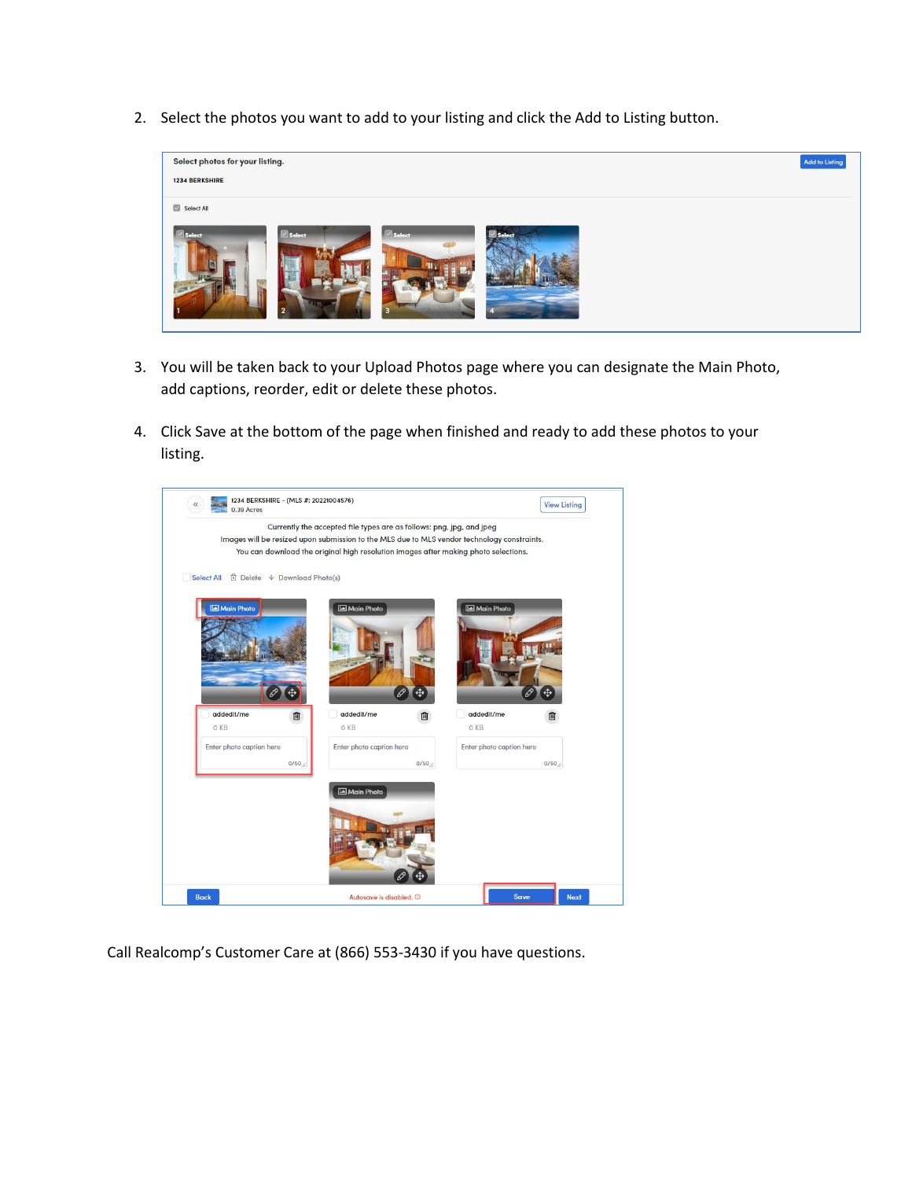2. Select the photos you want to add to your listing and click the Add to Listing button.

3. You will be taken back to your Upload Photos page where you can designate the Main Photo, add captions, reorder, edit or delete these photos.

4. Click Save at the bottom of the page when finished and ready to add these photos to your listing.

Call Realcomp's Customer Care at (866) 553-3430 if you have questions.